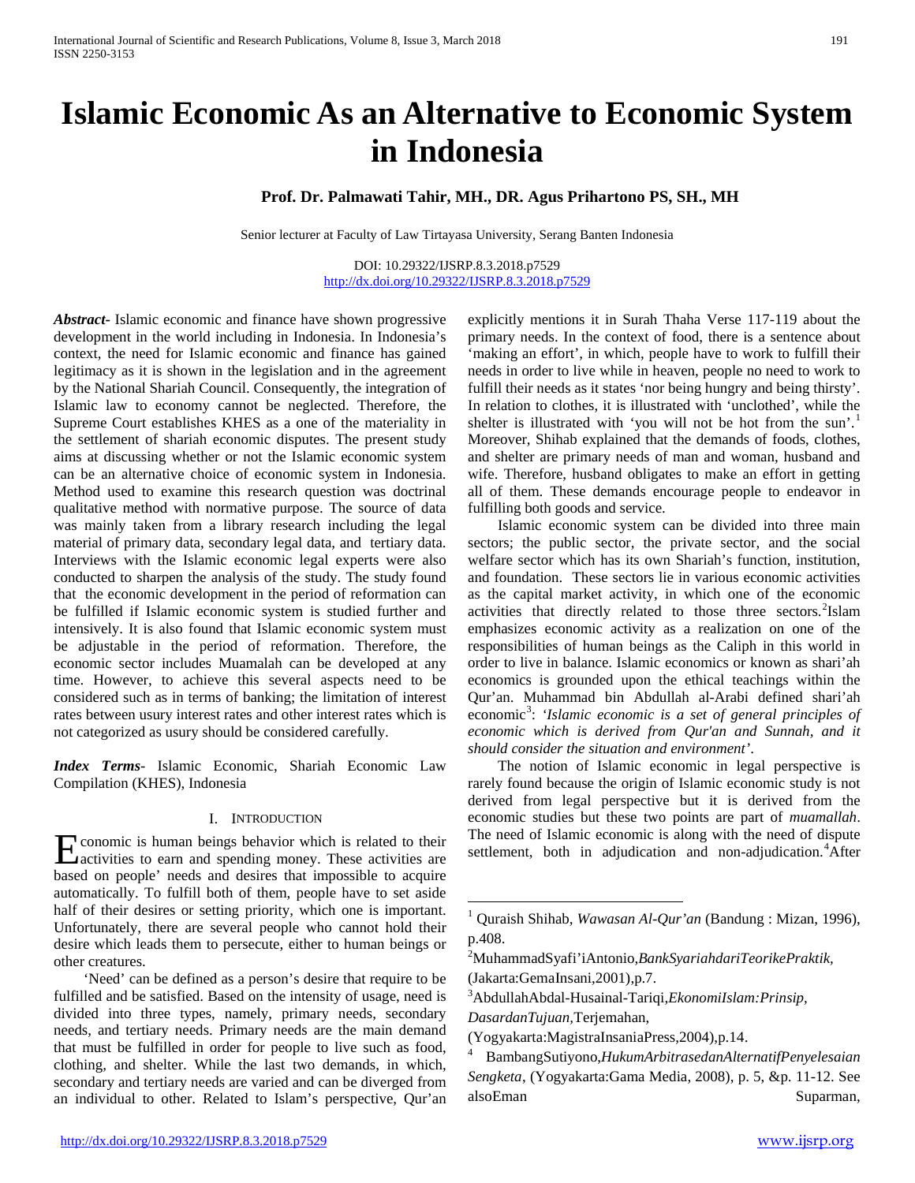# Islamic Economic As an Alternative to Economic System in Indonesia

**Prof. Dr. Palmawati Tahir, MH., DR. Agus Prihartono PS, SH., MH**

Senior lecturer at Faculty of Law Tirtayasa University, Serang Banten Indonesia

DOI: 10.29322/IJSRP.8.3.2018.p7529
http://dx.doi.org/10.29322/IJSRP.8.3.2018.p7529

***Abstract***- Islamic economic and finance have shown progressive development in the world including in Indonesia. In Indonesia's context, the need for Islamic economic and finance has gained legitimacy as it is shown in the legislation and in the agreement by the National Shariah Council. Consequently, the integration of Islamic law to economy cannot be neglected. Therefore, the Supreme Court establishes KHES as a one of the materiality in the settlement of shariah economic disputes. The present study aims at discussing whether or not the Islamic economic system can be an alternative choice of economic system in Indonesia. Method used to examine this research question was doctrinal qualitative method with normative purpose. The source of data was mainly taken from a library research including the legal material of primary data, secondary legal data, and tertiary data. Interviews with the Islamic economic legal experts were also conducted to sharpen the analysis of the study. The study found that the economic development in the period of reformation can be fulfilled if Islamic economic system is studied further and intensively. It is also found that Islamic economic system must be adjustable in the period of reformation. Therefore, the economic sector includes Muamalah can be developed at any time. However, to achieve this several aspects need to be considered such as in terms of banking; the limitation of interest rates between usury interest rates and other interest rates which is not categorized as usury should be considered carefully.

***Index Terms***- Islamic Economic, Shariah Economic Law Compilation (KHES), Indonesia

## I. INTRODUCTION

Economic is human beings behavior which is related to their activities to earn and spending money. These activities are based on people' needs and desires that impossible to acquire automatically. To fulfill both of them, people have to set aside half of their desires or setting priority, which one is important. Unfortunately, there are several people who cannot hold their desire which leads them to persecute, either to human beings or other creatures.

'Need' can be defined as a person's desire that require to be fulfilled and be satisfied. Based on the intensity of usage, need is divided into three types, namely, primary needs, secondary needs, and tertiary needs. Primary needs are the main demand that must be fulfilled in order for people to live such as food, clothing, and shelter. While the last two demands, in which, secondary and tertiary needs are varied and can be diverged from an individual to other. Related to Islam's perspective, Qur'an explicitly mentions it in Surah Thaha Verse 117-119 about the primary needs. In the context of food, there is a sentence about 'making an effort', in which, people have to work to fulfill their needs in order to live while in heaven, people no need to work to fulfill their needs as it states 'nor being hungry and being thirsty'. In relation to clothes, it is illustrated with 'unclothed', while the shelter is illustrated with 'you will not be hot from the sun'.[1] Moreover, Shihab explained that the demands of foods, clothes, and shelter are primary needs of man and woman, husband and wife. Therefore, husband obligates to make an effort in getting all of them. These demands encourage people to endeavor in fulfilling both goods and service.

Islamic economic system can be divided into three main sectors; the public sector, the private sector, and the social welfare sector which has its own Shariah's function, institution, and foundation. These sectors lie in various economic activities as the capital market activity, in which one of the economic activities that directly related to those three sectors.[2]Islam emphasizes economic activity as a realization on one of the responsibilities of human beings as the Caliph in this world in order to live in balance. Islamic economics or known as shari'ah economics is grounded upon the ethical teachings within the Qur'an. Muhammad bin Abdullah al-Arabi defined shari'ah economic[3]: *'Islamic economic is a set of general principles of economic which is derived from Qur'an and Sunnah, and it should consider the situation and environment'*.

The notion of Islamic economic in legal perspective is rarely found because the origin of Islamic economic study is not derived from legal perspective but it is derived from the economic studies but these two points are part of *muamallah*. The need of Islamic economic is along with the need of dispute settlement, both in adjudication and non-adjudication.[4]After

---

[1] Quraish Shihab, *Wawasan Al-Qur'an* (Bandung : Mizan, 1996), p.408.

[2] MuhammadSyafi'iAntonio,*BankSyariahdariTeorikePraktik,* (Jakarta:GemaInsani,2001),p.7.

[3] AbdullahAbdal-Husainal-Tariqi,*EkonomiIslam:Prinsip, DasardanTujuan,*Terjemahan, (Yogyakarta:MagistraInsaniaPress,2004),p.14.

[4] BambangSutiyono,*HukumArbitrasedanAlternatifPenyelesaian Sengketa*, (Yogyakarta:Gama Media, 2008), p. 5, &p. 11-12. See alsoEman Suparman,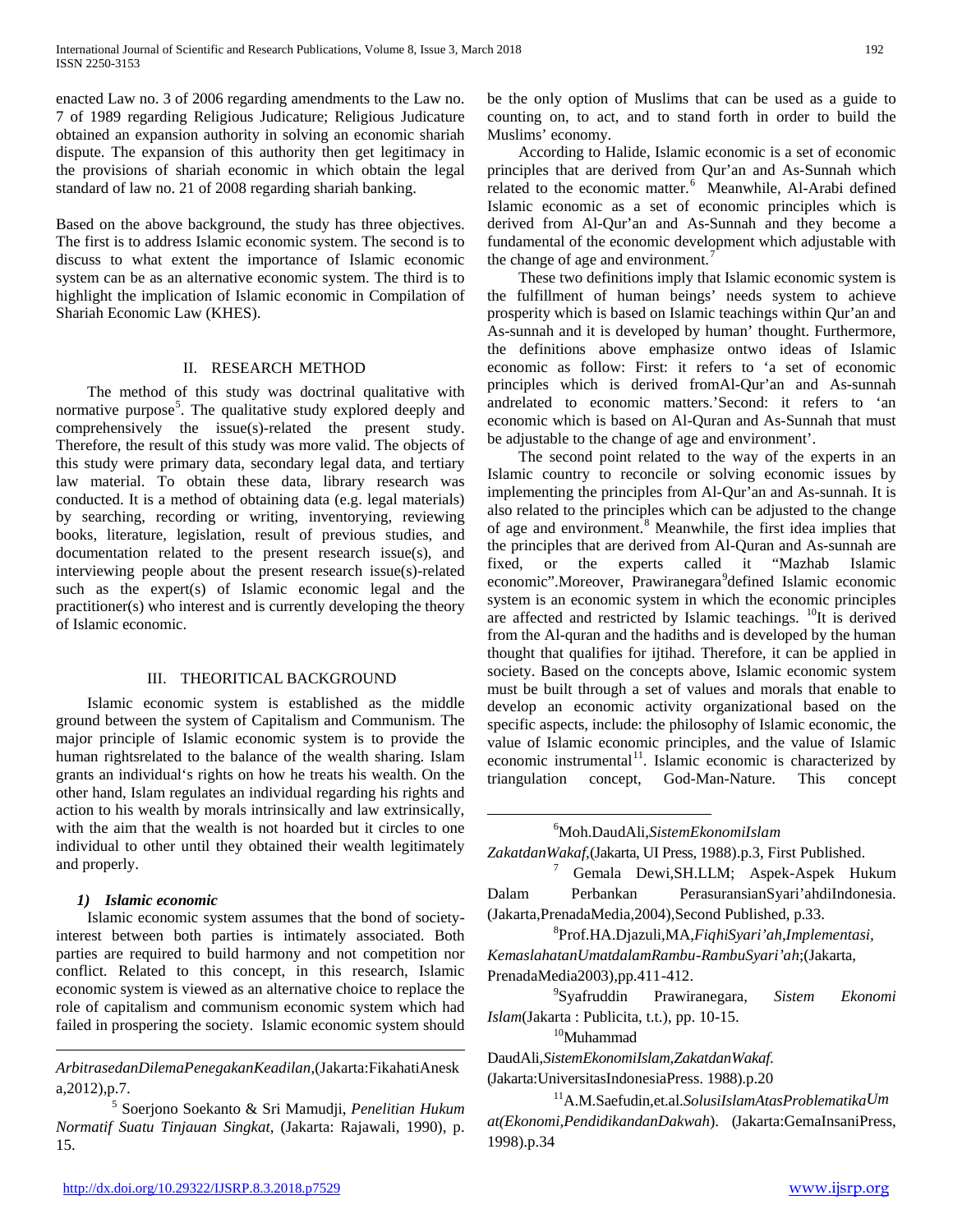enacted Law no. 3 of 2006 regarding amendments to the Law no. 7 of 1989 regarding Religious Judicature; Religious Judicature obtained an expansion authority in solving an economic shariah dispute. The expansion of this authority then get legitimacy in the provisions of shariah economic in which obtain the legal standard of law no. 21 of 2008 regarding shariah banking.

Based on the above background, the study has three objectives. The first is to address Islamic economic system. The second is to discuss to what extent the importance of Islamic economic system can be as an alternative economic system. The third is to highlight the implication of Islamic economic in Compilation of Shariah Economic Law (KHES).

## II. RESEARCH METHOD

The method of this study was doctrinal qualitative with normative purpose[5]. The qualitative study explored deeply and comprehensively the issue(s)-related the present study. Therefore, the result of this study was more valid. The objects of this study were primary data, secondary legal data, and tertiary law material. To obtain these data, library research was conducted. It is a method of obtaining data (e.g. legal materials) by searching, recording or writing, inventorying, reviewing books, literature, legislation, result of previous studies, and documentation related to the present research issue(s), and interviewing people about the present research issue(s)-related such as the expert(s) of Islamic economic legal and the practitioner(s) who interest and is currently developing the theory of Islamic economic.

## III. THEORITICAL BACKGROUND

Islamic economic system is established as the middle ground between the system of Capitalism and Communism. The major principle of Islamic economic system is to provide the human rightsrelated to the balance of the wealth sharing. Islam grants an individual's rights on how he treats his wealth. On the other hand, Islam regulates an individual regarding his rights and action to his wealth by morals intrinsically and law extrinsically, with the aim that the wealth is not hoarded but it circles to one individual to other until they obtained their wealth legitimately and properly.

### *1) Islamic economic*

Islamic economic system assumes that the bond of society-interest between both parties is intimately associated. Both parties are required to build harmony and not competition nor conflict. Related to this concept, in this research, Islamic economic system is viewed as an alternative choice to replace the role of capitalism and communism economic system which had failed in prospering the society. Islamic economic system should be the only option of Muslims that can be used as a guide to counting on, to act, and to stand forth in order to build the Muslims' economy.

According to Halide, Islamic economic is a set of economic principles that are derived from Qur'an and As-Sunnah which related to the economic matter.[6] Meanwhile, Al-Arabi defined Islamic economic as a set of economic principles which is derived from Al-Qur'an and As-Sunnah and they become a fundamental of the economic development which adjustable with the change of age and environment.[7]

These two definitions imply that Islamic economic system is the fulfillment of human beings' needs system to achieve prosperity which is based on Islamic teachings within Qur'an and As-sunnah and it is developed by human' thought. Furthermore, the definitions above emphasize ontwo ideas of Islamic economic as follow: First: it refers to 'a set of economic principles which is derived fromAl-Qur'an and As-sunnah andrelated to economic matters.'Second: it refers to 'an economic which is based on Al-Quran and As-Sunnah that must be adjustable to the change of age and environment'.

The second point related to the way of the experts in an Islamic country to reconcile or solving economic issues by implementing the principles from Al-Qur'an and As-sunnah. It is also related to the principles which can be adjusted to the change of age and environment.[8] Meanwhile, the first idea implies that the principles that are derived from Al-Quran and As-sunnah are fixed, or the experts called it "Mazhab Islamic economic".Moreover, Prawiranegara[9]defined Islamic economic system is an economic system in which the economic principles are affected and restricted by Islamic teachings. [10]It is derived from the Al-quran and the hadiths and is developed by the human thought that qualifies for ijtihad. Therefore, it can be applied in society. Based on the concepts above, Islamic economic system must be built through a set of values and morals that enable to develop an economic activity organizational based on the specific aspects, include: the philosophy of Islamic economic, the value of Islamic economic principles, and the value of Islamic economic instrumental[11]. Islamic economic is characterized by triangulation concept, God-Man-Nature. This concept

---

*ArbitrasedanDilemaPenegakanKeadilan*,(Jakarta:FikahatiAneska,2012),p.7.

[5] Soerjono Soekanto & Sri Mamudji, *Penelitian Hukum Normatif Suatu Tinjauan Singkat*, (Jakarta: Rajawali, 1990), p. 15.

[6] Moh.DaudAli,*SistemEkonomiIslam ZakatdanWakaf*,(Jakarta, UI Press, 1988).p.3, First Published.

[7] Gemala Dewi,SH.LLM; Aspek-Aspek Hukum Dalam Perbankan PerasuransianSyari'ahdiIndonesia. (Jakarta,PrenadaMedia,2004),Second Published, p.33.

[8] Prof.HA.Djazuli,MA,*FiqhiSyari'ah,Implementasi, KemaslahatanUmatdalamRambu-RambuSyari'ah*;(Jakarta, PrenadaMedia2003),pp.411-412.

[9] Syafruddin Prawiranegara, *Sistem Ekonomi Islam*(Jakarta : Publicita, t.t.), pp. 10-15.

[10] Muhammad DaudAli,*SistemEkonomiIslam,ZakatdanWakaf.* (Jakarta:UniversitasIndonesiaPress. 1988).p.20

[11] A.M.Saefudin,et.al.*SolusiIslamAtasProblematikaUmat(Ekonomi,PendidikandanDakwah*). (Jakarta:GemaInsaniPress, 1998).p.34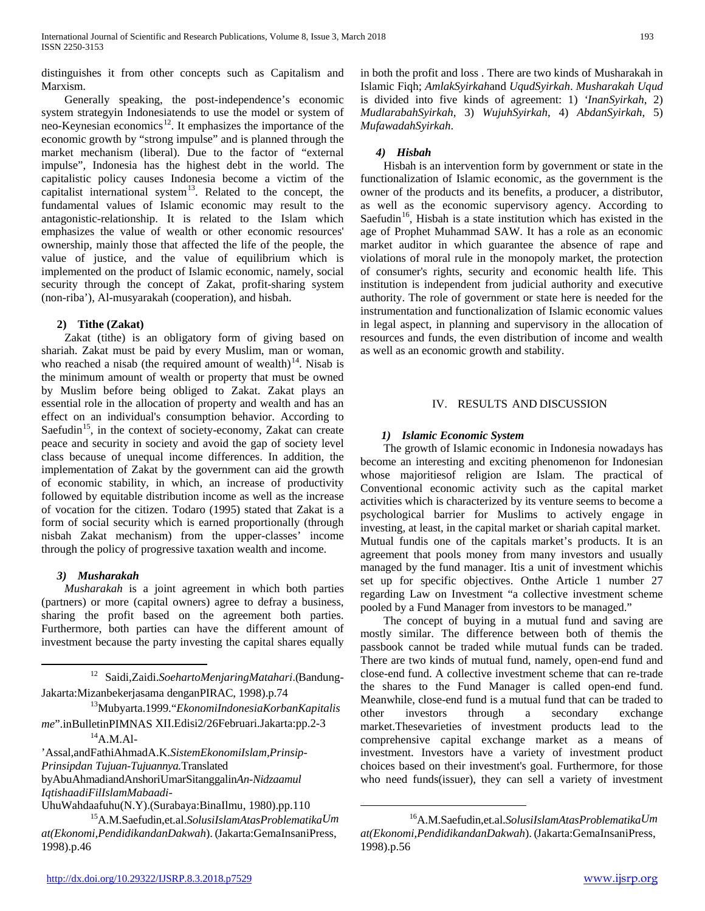distinguishes it from other concepts such as Capitalism and Marxism.

Generally speaking, the post-independence's economic system strategyin Indonesiatends to use the model or system of neo-Keynesian economics[12]. It emphasizes the importance of the economic growth by "strong impulse" and is planned through the market mechanism (liberal). Due to the factor of "external impulse", Indonesia has the highest debt in the world. The capitalistic policy causes Indonesia become a victim of the capitalist international system[13]. Related to the concept, the fundamental values of Islamic economic may result to the antagonistic-relationship. It is related to the Islam which emphasizes the value of wealth or other economic resources' ownership, mainly those that affected the life of the people, the value of justice, and the value of equilibrium which is implemented on the product of Islamic economic, namely, social security through the concept of Zakat, profit-sharing system (non-riba'), Al-musyarakah (cooperation), and hisbah.

### 2) Tithe (Zakat)

Zakat (tithe) is an obligatory form of giving based on shariah. Zakat must be paid by every Muslim, man or woman, who reached a nisab (the required amount of wealth)[14]. Nisab is the minimum amount of wealth or property that must be owned by Muslim before being obliged to Zakat. Zakat plays an essential role in the allocation of property and wealth and has an effect on an individual's consumption behavior. According to Saefudin[15], in the context of society-economy, Zakat can create peace and security in society and avoid the gap of society level class because of unequal income differences. In addition, the implementation of Zakat by the government can aid the growth of economic stability, in which, an increase of productivity followed by equitable distribution income as well as the increase of vocation for the citizen. Todaro (1995) stated that Zakat is a form of social security which is earned proportionally (through nisbah Zakat mechanism) from the upper-classes' income through the policy of progressive taxation wealth and income.

### *3) Musharakah*

*Musharakah* is a joint agreement in which both parties (partners) or more (capital owners) agree to defray a business, sharing the profit based on the agreement both parties. Furthermore, both parties can have the different amount of investment because the party investing the capital shares equally in both the profit and loss . There are two kinds of Musharakah in Islamic Fiqh; *AmlakSyirkah*and *UqudSyirkah*. *Musharakah Uqud* is divided into five kinds of agreement: 1) *'InanSyirkah*, 2) *MudlarabahSyirkah*, 3) *WujuhSyirkah*, 4) *AbdanSyirkah*, 5) *MufawadahSyirkah*.

### *4) Hisbah*

Hisbah is an intervention form by government or state in the functionalization of Islamic economic, as the government is the owner of the products and its benefits, a producer, a distributor, as well as the economic supervisory agency. According to Saefudin[16], Hisbah is a state institution which has existed in the age of Prophet Muhammad SAW. It has a role as an economic market auditor in which guarantee the absence of rape and violations of moral rule in the monopoly market, the protection of consumer's rights, security and economic health life. This institution is independent from judicial authority and executive authority. The role of government or state here is needed for the instrumentation and functionalization of Islamic economic values in legal aspect, in planning and supervisory in the allocation of resources and funds, the even distribution of income and wealth as well as an economic growth and stability.

## IV. RESULTS AND DISCUSSION

### *1) Islamic Economic System*

The growth of Islamic economic in Indonesia nowadays has become an interesting and exciting phenomenon for Indonesian whose majoritiesof religion are Islam. The practical of Conventional economic activity such as the capital market activities which is characterized by its venture seems to become a psychological barrier for Muslims to actively engage in investing, at least, in the capital market or shariah capital market. Mutual fundis one of the capitals market's products. It is an agreement that pools money from many investors and usually managed by the fund manager. Itis a unit of investment whichis set up for specific objectives. Onthe Article 1 number 27 regarding Law on Investment "a collective investment scheme pooled by a Fund Manager from investors to be managed."

The concept of buying in a mutual fund and saving are mostly similar. The difference between both of themis the passbook cannot be traded while mutual funds can be traded. There are two kinds of mutual fund, namely, open-end fund and close-end fund. A collective investment scheme that can re-trade the shares to the Fund Manager is called open-end fund. Meanwhile, close-end fund is a mutual fund that can be traded to other investors through a secondary exchange market.Thesevarieties of investment products lead to the comprehensive capital exchange market as a means of investment. Investors have a variety of investment product choices based on their investment's goal. Furthermore, for those who need funds(issuer), they can sell a variety of investment

---

[12] Saidi,Zaidi.*SoehartoMenjaringMatahari*.(Bandung-Jakarta:Mizanbekerjasama denganPIRAC, 1998).p.74

[13] Mubyarta.1999."*EkonomiIndonesiaKorbanKapitalisme*".inBulletinPIMNAS XII.Edisi2/26Februari.Jakarta:pp.2-3

[14] A.M.Al-'Assal,andFathiAhmadA.K.*SistemEkonomiIslam,Prinsip-Prinsipdan Tujuan-Tujuannya.*Translated byAbuAhmadiandAnshoriUmarSitanggalin*An-Nidzaamul IqtishaadiFilIslamMabaadi-*UhuWahdaafuhu(N.Y).(Surabaya:BinaIlmu, 1980).pp.110

[15] A.M.Saefudin,et.al.*SolusiIslamAtasProblematikaUmat(Ekonomi,PendidikandanDakwah*). (Jakarta:GemaInsaniPress, 1998).p.46

[16] A.M.Saefudin,et.al.*SolusiIslamAtasProblematikaUmat(Ekonomi,PendidikandanDakwah*). (Jakarta:GemaInsaniPress, 1998).p.56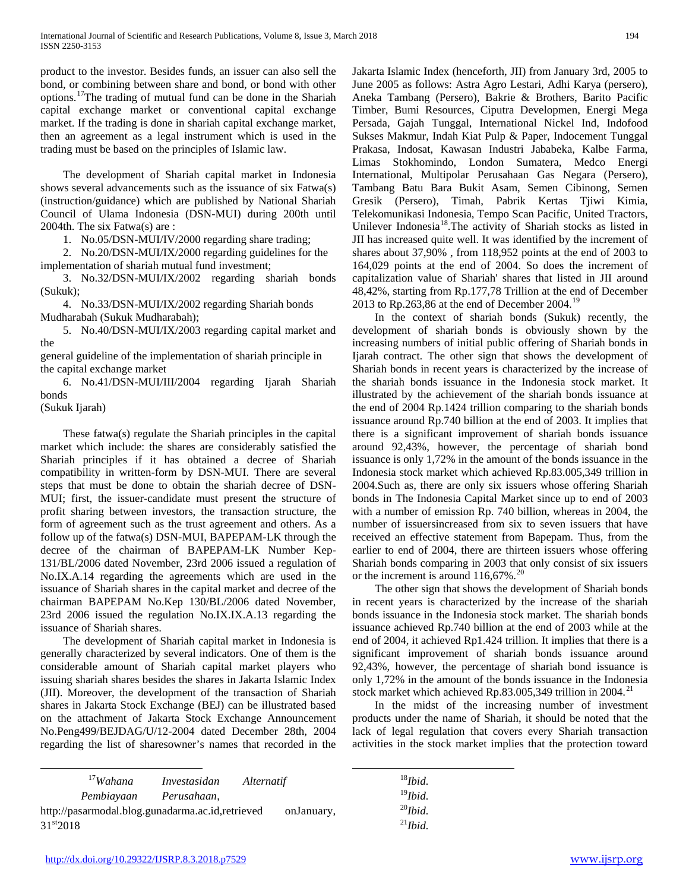product to the investor. Besides funds, an issuer can also sell the bond, or combining between share and bond, or bond with other options.[17]The trading of mutual fund can be done in the Shariah capital exchange market or conventional capital exchange market. If the trading is done in shariah capital exchange market, then an agreement as a legal instrument which is used in the trading must be based on the principles of Islamic law.

The development of Shariah capital market in Indonesia shows several advancements such as the issuance of six Fatwa(s) (instruction/guidance) which are published by National Shariah Council of Ulama Indonesia (DSN-MUI) during 200th until 2004th. The six Fatwa(s) are :

1. No.05/DSN-MUI/IV/2000 regarding share trading;
2. No.20/DSN-MUI/IX/2000 regarding guidelines for the implementation of shariah mutual fund investment;
3. No.32/DSN-MUI/IX/2002 regarding shariah bonds (Sukuk);
4. No.33/DSN-MUI/IX/2002 regarding Shariah bonds Mudharabah (Sukuk Mudharabah);
5. No.40/DSN-MUI/IX/2003 regarding capital market and the general guideline of the implementation of shariah principle in the capital exchange market
6. No.41/DSN-MUI/III/2004 regarding Ijarah Shariah bonds (Sukuk Ijarah)

These fatwa(s) regulate the Shariah principles in the capital market which include: the shares are considerably satisfied the Shariah principles if it has obtained a decree of Shariah compatibility in written-form by DSN-MUI. There are several steps that must be done to obtain the shariah decree of DSN-MUI; first, the issuer-candidate must present the structure of profit sharing between investors, the transaction structure, the form of agreement such as the trust agreement and others. As a follow up of the fatwa(s) DSN-MUI, BAPEPAM-LK through the decree of the chairman of BAPEPAM-LK Number Kep-131/BL/2006 dated November, 23rd 2006 issued a regulation of No.IX.A.14 regarding the agreements which are used in the issuance of Shariah shares in the capital market and decree of the chairman BAPEPAM No.Kep 130/BL/2006 dated November, 23rd 2006 issued the regulation No.IX.IX.A.13 regarding the issuance of Shariah shares.

The development of Shariah capital market in Indonesia is generally characterized by several indicators. One of them is the considerable amount of Shariah capital market players who issuing shariah shares besides the shares in Jakarta Islamic Index (JII). Moreover, the development of the transaction of Shariah shares in Jakarta Stock Exchange (BEJ) can be illustrated based on the attachment of Jakarta Stock Exchange Announcement No.Peng499/BEJDAG/U/12-2004 dated December 28th, 2004 regarding the list of sharesowner's names that recorded in the Jakarta Islamic Index (henceforth, JII) from January 3rd, 2005 to June 2005 as follows: Astra Agro Lestari, Adhi Karya (persero), Aneka Tambang (Persero), Bakrie & Brothers, Barito Pacific Timber, Bumi Resources, Ciputra Developmen, Energi Mega Persada, Gajah Tunggal, International Nickel Ind, Indofood Sukses Makmur, Indah Kiat Pulp & Paper, Indocement Tunggal Prakasa, Indosat, Kawasan Industri Jababeka, Kalbe Farma, Limas Stokhomindo, London Sumatera, Medco Energi International, Multipolar Perusahaan Gas Negara (Persero), Tambang Batu Bara Bukit Asam, Semen Cibinong, Semen Gresik (Persero), Timah, Pabrik Kertas Tjiwi Kimia, Telekomunikasi Indonesia, Tempo Scan Pacific, United Tractors, Unilever Indonesia[18].The activity of Shariah stocks as listed in JII has increased quite well. It was identified by the increment of shares about 37,90% , from 118,952 points at the end of 2003 to 164,029 points at the end of 2004. So does the increment of capitalization value of Shariah' shares that listed in JII around 48,42%, starting from Rp.177,78 Trillion at the end of December 2013 to Rp.263,86 at the end of December 2004.[19]

In the context of shariah bonds (Sukuk) recently, the development of shariah bonds is obviously shown by the increasing numbers of initial public offering of Shariah bonds in Ijarah contract. The other sign that shows the development of Shariah bonds in recent years is characterized by the increase of the shariah bonds issuance in the Indonesia stock market. It illustrated by the achievement of the shariah bonds issuance at the end of 2004 Rp.1424 trillion comparing to the shariah bonds issuance around Rp.740 billion at the end of 2003. It implies that there is a significant improvement of shariah bonds issuance around 92,43%, however, the percentage of shariah bond issuance is only 1,72% in the amount of the bonds issuance in the Indonesia stock market which achieved Rp.83.005,349 trillion in 2004.Such as, there are only six issuers whose offering Shariah bonds in The Indonesia Capital Market since up to end of 2003 with a number of emission Rp. 740 billion, whereas in 2004, the number of issuersincreased from six to seven issuers that have received an effective statement from Bapepam. Thus, from the earlier to end of 2004, there are thirteen issuers whose offering Shariah bonds comparing in 2003 that only consist of six issuers or the increment is around 116,67%.[20]

The other sign that shows the development of Shariah bonds in recent years is characterized by the increase of the shariah bonds issuance in the Indonesia stock market. The shariah bonds issuance achieved Rp.740 billion at the end of 2003 while at the end of 2004, it achieved Rp1.424 trillion. It implies that there is a significant improvement of shariah bonds issuance around 92,43%, however, the percentage of shariah bond issuance is only 1,72% in the amount of the bonds issuance in the Indonesia stock market which achieved Rp.83.005,349 trillion in 2004.[21]

In the midst of the increasing number of investment products under the name of Shariah, it should be noted that the lack of legal regulation that covers every Shariah transaction activities in the stock market implies that the protection toward

---

[17] *Wahana Investasidan Alternatif Pembiayaan Perusahaan*, http://pasarmodal.blog.gunadarma.ac.id,retrieved onJanuary, 31st2018

[18] *Ibid.*

[19] *Ibid.*

[20] *Ibid.*

[21] *Ibid.*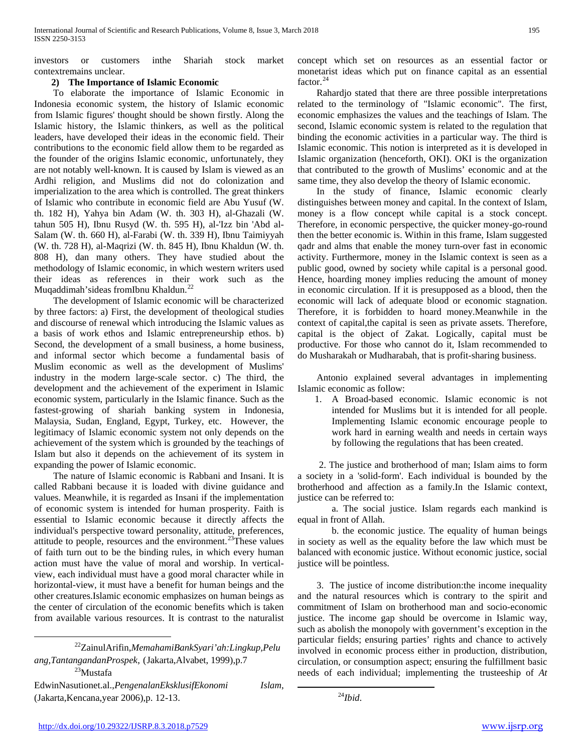investors or customers inthe Shariah stock market contextremains unclear.

**2) The Importance of Islamic Economic**

To elaborate the importance of Islamic Economic in Indonesia economic system, the history of Islamic economic from Islamic figures' thought should be shown firstly. Along the Islamic history, the Islamic thinkers, as well as the political leaders, have developed their ideas in the economic field. Their contributions to the economic field allow them to be regarded as the founder of the origins Islamic economic, unfortunately, they are not notably well-known. It is caused by Islam is viewed as an Ardhi religion, and Muslims did not do colonization and imperialization to the area which is controlled. The great thinkers of Islamic who contribute in economic field are Abu Yusuf (W. th. 182 H), Yahya bin Adam (W. th. 303 H), al-Ghazali (W. tahun 505 H), Ibnu Rusyd (W. th. 595 H), al-'Izz bin 'Abd al-Salam (W. th. 660 H), al-Farabi (W. th. 339 H), Ibnu Taimiyyah (W. th. 728 H), al-Maqrizi (W. th. 845 H), Ibnu Khaldun (W. th. 808 H), dan many others. They have studied about the methodology of Islamic economic, in which western writers used their ideas as references in their work such as the Muqaddimah'sideas fromIbnu Khaldun.[22]

The development of Islamic economic will be characterized by three factors: a) First, the development of theological studies and discourse of renewal which introducing the Islamic values as a basis of work ethos and Islamic entrepreneurship ethos. b) Second, the development of a small business, a home business, and informal sector which become a fundamental basis of Muslim economic as well as the development of Muslims' industry in the modern large-scale sector. c) The third, the development and the achievement of the experiment in Islamic economic system, particularly in the Islamic finance. Such as the fastest-growing of shariah banking system in Indonesia, Malaysia, Sudan, England, Egypt, Turkey, etc. However, the legitimacy of Islamic economic system not only depends on the achievement of the system which is grounded by the teachings of Islam but also it depends on the achievement of its system in expanding the power of Islamic economic.

The nature of Islamic economic is Rabbani and Insani. It is called Rabbani because it is loaded with divine guidance and values. Meanwhile, it is regarded as Insani if the implementation of economic system is intended for human prosperity. Faith is essential to Islamic economic because it directly affects the individual's perspective toward personality, attitude, preferences, attitude to people, resources and the environment.[23]These values of faith turn out to be the binding rules, in which every human action must have the value of moral and worship. In vertical-view, each individual must have a good moral character while in horizontal-view, it must have a benefit for human beings and the other creatures.Islamic economic emphasizes on human beings as the center of circulation of the economic benefits which is taken from available various resources. It is contrast to the naturalist concept which set on resources as an essential factor or monetarist ideas which put on finance capital as an essential factor.[24]

Rahardjo stated that there are three possible interpretations related to the terminology of "Islamic economic". The first, economic emphasizes the values and the teachings of Islam. The second, Islamic economic system is related to the regulation that binding the economic activities in a particular way. The third is Islamic economic. This notion is interpreted as it is developed in Islamic organization (henceforth, OKI). OKI is the organization that contributed to the growth of Muslims' economic and at the same time, they also develop the theory of Islamic economic.

In the study of finance, Islamic economic clearly distinguishes between money and capital. In the context of Islam, money is a flow concept while capital is a stock concept. Therefore, in economic perspective, the quicker money-go-round then the better economic is. Within in this frame, Islam suggested qadr and alms that enable the money turn-over fast in economic activity. Furthermore, money in the Islamic context is seen as a public good, owned by society while capital is a personal good. Hence, hoarding money implies reducing the amount of money in economic circulation. If it is presupposed as a blood, then the economic will lack of adequate blood or economic stagnation. Therefore, it is forbidden to hoard money.Meanwhile in the context of capital,the capital is seen as private assets. Therefore, capital is the object of Zakat. Logically, capital must be productive. For those who cannot do it, Islam recommended to do Musharakah or Mudharabah, that is profit-sharing business.

Antonio explained several advantages in implementing Islamic economic as follow:

1. A Broad-based economic. Islamic economic is not intended for Muslims but it is intended for all people. Implementing Islamic economic encourage people to work hard in earning wealth and needs in certain ways by following the regulations that has been created.

2. The justice and brotherhood of man; Islam aims to form a society in a 'solid-form'. Each individual is bounded by the brotherhood and affection as a family.In the Islamic context, justice can be referred to:

a. The social justice. Islam regards each mankind is equal in front of Allah.

b. the economic justice. The equality of human beings in society as well as the equality before the law which must be balanced with economic justice. Without economic justice, social justice will be pointless.

3. The justice of income distribution:the income inequality and the natural resources which is contrary to the spirit and commitment of Islam on brotherhood man and socio-economic justice. The income gap should be overcome in Islamic way, such as abolish the monopoly with government's exception in the particular fields; ensuring parties' rights and chance to actively involved in economic process either in production, distribution, circulation, or consumption aspect; ensuring the fulfillment basic needs of each individual; implementing the trusteeship of *At*

---

[22] ZainulArifin,*MemahamiBankSyari'ah:Lingkup,Peluang,TantangandanProspek*, (Jakarta,Alvabet, 1999),p.7

[23] Mustafa EdwinNasutionet.al.,*PengenalanEksklusifEkonomi Islam*, (Jakarta,Kencana,year 2006),p. 12-13.

[24] *Ibid.*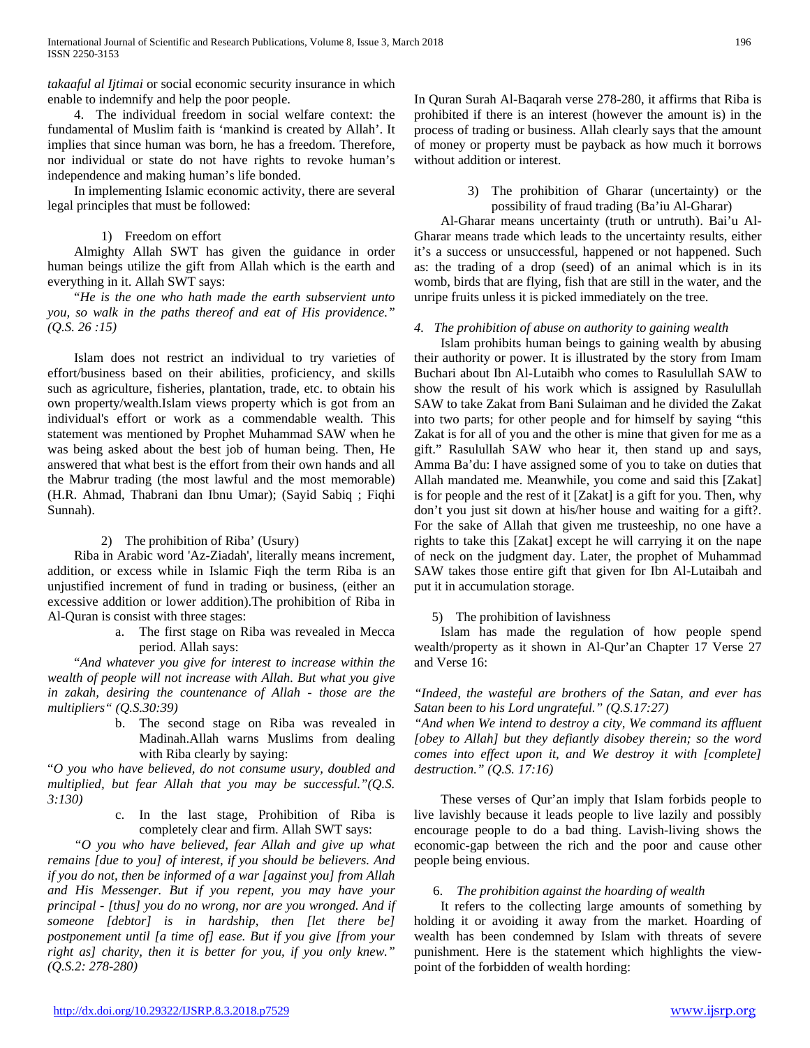*takaaful al Ijtimai* or social economic security insurance in which enable to indemnify and help the poor people.

4. The individual freedom in social welfare context: the fundamental of Muslim faith is 'mankind is created by Allah'. It implies that since human was born, he has a freedom. Therefore, nor individual or state do not have rights to revoke human's independence and making human's life bonded.

In implementing Islamic economic activity, there are several legal principles that must be followed:

1) Freedom on effort

Almighty Allah SWT has given the guidance in order human beings utilize the gift from Allah which is the earth and everything in it. Allah SWT says:

"*He is the one who hath made the earth subservient unto you, so walk in the paths thereof and eat of His providence." (Q.S. 26 :15)*

Islam does not restrict an individual to try varieties of effort/business based on their abilities, proficiency, and skills such as agriculture, fisheries, plantation, trade, etc. to obtain his own property/wealth.Islam views property which is got from an individual's effort or work as a commendable wealth. This statement was mentioned by Prophet Muhammad SAW when he was being asked about the best job of human being. Then, He answered that what best is the effort from their own hands and all the Mabrur trading (the most lawful and the most memorable) (H.R. Ahmad, Thabrani dan Ibnu Umar); (Sayid Sabiq ; Fiqhi Sunnah).

2) The prohibition of Riba' (Usury)

Riba in Arabic word 'Az-Ziadah', literally means increment, addition, or excess while in Islamic Fiqh the term Riba is an unjustified increment of fund in trading or business, (either an excessive addition or lower addition).The prohibition of Riba in Al-Quran is consist with three stages:

a. The first stage on Riba was revealed in Mecca period. Allah says:

"*And whatever you give for interest to increase within the wealth of people will not increase with Allah. But what you give in zakah, desiring the countenance of Allah - those are the multipliers" (Q.S.30:39)*

b. The second stage on Riba was revealed in Madinah.Allah warns Muslims from dealing with Riba clearly by saying:

"*O you who have believed, do not consume usury, doubled and multiplied, but fear Allah that you may be successful."(Q.S. 3:130)*

c. In the last stage, Prohibition of Riba is completely clear and firm. Allah SWT says:

*"O you who have believed, fear Allah and give up what remains [due to you] of interest, if you should be believers. And if you do not, then be informed of a war [against you] from Allah and His Messenger. But if you repent, you may have your principal - [thus] you do no wrong, nor are you wronged. And if someone [debtor] is in hardship, then [let there be] postponement until [a time of] ease. But if you give [from your right as] charity, then it is better for you, if you only knew." (Q.S.2: 278-280)*

In Quran Surah Al-Baqarah verse 278-280, it affirms that Riba is prohibited if there is an interest (however the amount is) in the process of trading or business. Allah clearly says that the amount of money or property must be payback as how much it borrows without addition or interest.

3) The prohibition of Gharar (uncertainty) or the possibility of fraud trading (Ba'iu Al-Gharar)

Al-Gharar means uncertainty (truth or untruth). Bai'u Al-Gharar means trade which leads to the uncertainty results, either it's a success or unsuccessful, happened or not happened. Such as: the trading of a drop (seed) of an animal which is in its womb, birds that are flying, fish that are still in the water, and the unripe fruits unless it is picked immediately on the tree.

*4. The prohibition of abuse on authority to gaining wealth*

Islam prohibits human beings to gaining wealth by abusing their authority or power. It is illustrated by the story from Imam Buchari about Ibn Al-Lutaibh who comes to Rasulullah SAW to show the result of his work which is assigned by Rasulullah SAW to take Zakat from Bani Sulaiman and he divided the Zakat into two parts; for other people and for himself by saying "this Zakat is for all of you and the other is mine that given for me as a gift." Rasulullah SAW who hear it, then stand up and says, Amma Ba'du: I have assigned some of you to take on duties that Allah mandated me. Meanwhile, you come and said this [Zakat] is for people and the rest of it [Zakat] is a gift for you. Then, why don't you just sit down at his/her house and waiting for a gift?. For the sake of Allah that given me trusteeship, no one have a rights to take this [Zakat] except he will carrying it on the nape of neck on the judgment day. Later, the prophet of Muhammad SAW takes those entire gift that given for Ibn Al-Lutaibah and put it in accumulation storage.

5) The prohibition of lavishness

Islam has made the regulation of how people spend wealth/property as it shown in Al-Qur'an Chapter 17 Verse 27 and Verse 16:

*"Indeed, the wasteful are brothers of the Satan, and ever has Satan been to his Lord ungrateful." (Q.S.17:27)*
*"And when We intend to destroy a city, We command its affluent [obey to Allah] but they defiantly disobey therein; so the word comes into effect upon it, and We destroy it with [complete] destruction." (Q.S. 17:16)*

These verses of Qur'an imply that Islam forbids people to live lavishly because it leads people to live lazily and possibly encourage people to do a bad thing. Lavish-living shows the economic-gap between the rich and the poor and cause other people being envious.

6. *The prohibition against the hoarding of wealth*

It refers to the collecting large amounts of something by holding it or avoiding it away from the market. Hoarding of wealth has been condemned by Islam with threats of severe punishment. Here is the statement which highlights the view-point of the forbidden of wealth hording: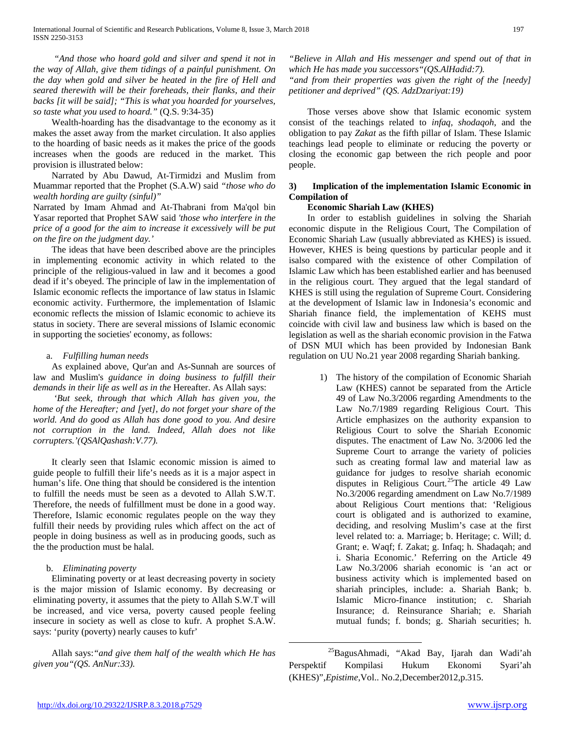*"And those who hoard gold and silver and spend it not in the way of Allah, give them tidings of a painful punishment. On the day when gold and silver be heated in the fire of Hell and seared therewith will be their foreheads, their flanks, and their backs [it will be said]; "This is what you hoarded for yourselves, so taste what you used to hoard."* (Q.S. 9:34-35)

Wealth-hoarding has the disadvantage to the economy as it makes the asset away from the market circulation. It also applies to the hoarding of basic needs as it makes the price of the goods increases when the goods are reduced in the market. This provision is illustrated below:

Narrated by Abu Dawud, At-Tirmidzi and Muslim from Muammar reported that the Prophet (S.A.W) said *"those who do wealth hording are guilty (sinful)"*

Narrated by Imam Ahmad and At-Thabrani from Ma'qol bin Yasar reported that Prophet SAW said *'those who interfere in the price of a good for the aim to increase it excessively will be put on the fire on the judgment day.'*

The ideas that have been described above are the principles in implementing economic activity in which related to the principle of the religious-valued in law and it becomes a good dead if it's obeyed. The principle of law in the implementation of Islamic economic reflects the importance of law status in Islamic economic activity. Furthermore, the implementation of Islamic economic reflects the mission of Islamic economic to achieve its status in society. There are several missions of Islamic economic in supporting the societies' economy, as follows:

a. *Fulfilling human needs*

As explained above, Qur'an and As-Sunnah are sources of law and Muslim's *guidance in doing business to fulfill their demands in their life as well as in the* Hereafter. As Allah says:

*'But seek, through that which Allah has given you, the home of the Hereafter; and [yet], do not forget your share of the world. And do good as Allah has done good to you. And desire not corruption in the land. Indeed, Allah does not like corrupters.'(QSAlQashash:V.77).*

It clearly seen that Islamic economic mission is aimed to guide people to fulfill their life's needs as it is a major aspect in human's life. One thing that should be considered is the intention to fulfill the needs must be seen as a devoted to Allah S.W.T. Therefore, the needs of fulfillment must be done in a good way. Therefore, Islamic economic regulates people on the way they fulfill their needs by providing rules which affect on the act of people in doing business as well as in producing goods, such as the the production must be halal.

b. *Eliminating poverty*

Eliminating poverty or at least decreasing poverty in society is the major mission of Islamic economy. By decreasing or eliminating poverty, it assumes that the piety to Allah S.W.T will be increased, and vice versa, poverty caused people feeling insecure in society as well as close to kufr. A prophet S.A.W. says: 'purity (poverty) nearly causes to kufr'

Allah says:*"and give them half of the wealth which He has given you"(QS. AnNur:33).*

*"Believe in Allah and His messenger and spend out of that in which He has made you successors"(QS.AlHadid:7).*

*"and from their properties was given the right of the [needy] petitioner and deprived" (QS. AdzDzariyat:19)*

Those verses above show that Islamic economic system consist of the teachings related to *infaq, shodaqoh*, and the obligation to pay *Zakat* as the fifth pillar of Islam. These Islamic teachings lead people to eliminate or reducing the poverty or closing the economic gap between the rich people and poor people.

### 3) Implication of the implementation Islamic Economic in Compilation of Economic Shariah Law (KHES)

In order to establish guidelines in solving the Shariah economic dispute in the Religious Court, The Compilation of Economic Shariah Law (usually abbreviated as KHES) is issued. However, KHES is being questions by particular people and it isalso compared with the existence of other Compilation of Islamic Law which has been established earlier and has beenused in the religious court. They argued that the legal standard of KHES is still using the regulation of Supreme Court. Considering at the development of Islamic law in Indonesia's economic and Shariah finance field, the implementation of KEHS must coincide with civil law and business law which is based on the legislation as well as the shariah economic provision in the Fatwa of DSN MUI which has been provided by Indonesian Bank regulation on UU No.21 year 2008 regarding Shariah banking.

1) The history of the compilation of Economic Shariah Law (KHES) cannot be separated from the Article 49 of Law No.3/2006 regarding Amendments to the Law No.7/1989 regarding Religious Court. This Article emphasizes on the authority expansion to Religious Court to solve the Shariah Economic disputes. The enactment of Law No. 3/2006 led the Supreme Court to arrange the variety of policies such as creating formal law and material law as guidance for judges to resolve shariah economic disputes in Religious Court.[25]The article 49 Law No.3/2006 regarding amendment on Law No.7/1989 about Religious Court mentions that: 'Religious court is obligated and is authorized to examine, deciding, and resolving Muslim's case at the first level related to: a. Marriage; b. Heritage; c. Will; d. Grant; e. Waqf; f. Zakat; g. Infaq; h. Shadaqah; and i. Sharia Economic.' Referring on the Article 49 Law No.3/2006 shariah economic is 'an act or business activity which is implemented based on shariah principles, include: a. Shariah Bank; b. Islamic Micro-finance institution; c. Shariah Insurance; d. Reinsurance Shariah; e. Shariah mutual funds; f. bonds; g. Shariah securities; h.

---

[25]BagusAhmadi, "Akad Bay, Ijarah dan Wadi'ah Perspektif Kompilasi Hukum Ekonomi Syari'ah (KHES)",*Epistime*,Vol.. No.2,December2012,p.315.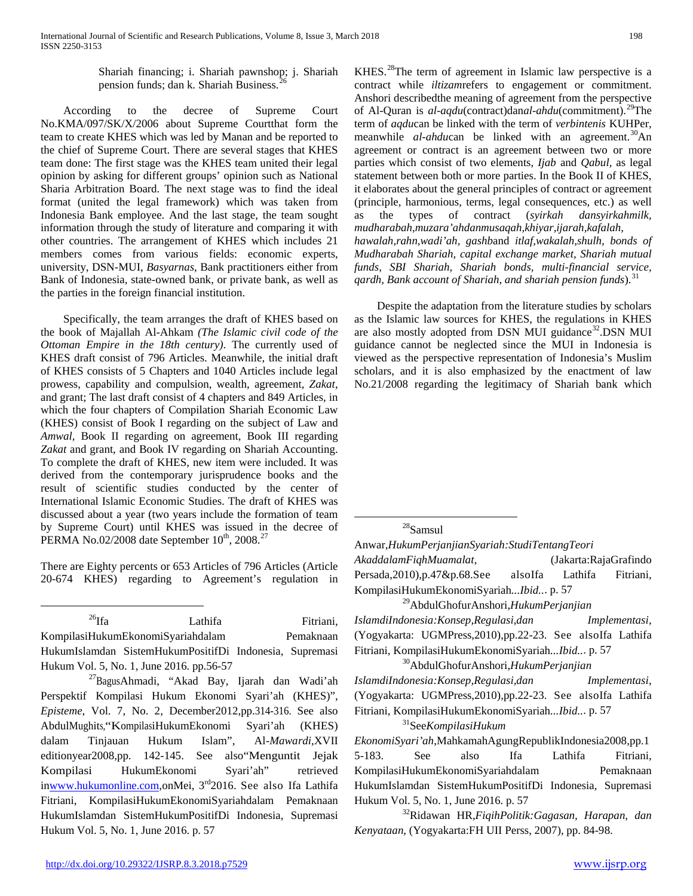Shariah financing; i. Shariah pawnshop; j. Shariah pension funds; dan k. Shariah Business.[26]

According to the decree of Supreme Court No.KMA/097/SK/X/2006 about Supreme Courtthat form the team to create KHES which was led by Manan and be reported to the chief of Supreme Court. There are several stages that KHES team done: The first stage was the KHES team united their legal opinion by asking for different groups' opinion such as National Sharia Arbitration Board. The next stage was to find the ideal format (united the legal framework) which was taken from Indonesia Bank employee. And the last stage, the team sought information through the study of literature and comparing it with other countries. The arrangement of KHES which includes 21 members comes from various fields: economic experts, university, DSN-MUI, *Basyarnas*, Bank practitioners either from Bank of Indonesia, state-owned bank, or private bank, as well as the parties in the foreign financial institution.

Specifically, the team arranges the draft of KHES based on the book of Majallah Al-Akham *(The Islamic civil code of the Ottoman Empire in the 18th century)*. The currently used of KHES draft consist of 796 Articles. Meanwhile, the initial draft of KHES consists of 5 Chapters and 1040 Articles include legal prowess, capability and compulsion, wealth, agreement, *Zakat*, and grant; The last draft consist of 4 chapters and 849 Articles, in which the four chapters of Compilation Shariah Economic Law (KHES) consist of Book I regarding on the subject of Law and *Amwal*, Book II regarding on agreement, Book III regarding *Zakat* and grant, and Book IV regarding on Shariah Accounting. To complete the draft of KHES, new item were included. It was derived from the contemporary jurisprudence books and the result of scientific studies conducted by the center of International Islamic Economic Studies. The draft of KHES was discussed about a year (two years include the formation of team by Supreme Court) until KHES was issued in the decree of PERMA No.02/2008 date September 10th, 2008.[27]

There are Eighty percents or 653 Articles of 796 Articles (Article 20-674 KHES) regarding to Agreement's regulation in KHES.[28]The term of agreement in Islamic law perspective is a contract while *iltizam*refers to engagement or commitment. Anshori describedthe meaning of agreement from the perspective of Al-Quran is *al-aqdu*(contract)dan*al-ahdu*(commitment).[29]The term of *aqdu*can be linked with the term of *verbintenis* KUHPer, meanwhile *al-ahdu*can be linked with an agreement.[30]An agreement or contract is an agreement between two or more parties which consist of two elements, *Ijab* and *Qabul*, as legal statement between both or more parties. In the Book II of KHES, it elaborates about the general principles of contract or agreement (principle, harmonious, terms, legal consequences, etc.) as well as the types of contract (*syirkah dansyirkahmilk, mudharabah,muzara'ahdanmusaqah,khiyar,ijarah,kafalah, hawalah,rahn,wadi'ah, gashb*and *itlaf,wakalah,shulh, bonds of Mudharabah Shariah, capital exchange market, Shariah mutual funds, SBI Shariah, Shariah bonds, multi-financial service, qardh, Bank account of Shariah, and shariah pension funds*).[31]

Despite the adaptation from the literature studies by scholars as the Islamic law sources for KHES, the regulations in KHES are also mostly adopted from DSN MUI guidance[32].DSN MUI guidance cannot be neglected since the MUI in Indonesia is viewed as the perspective representation of Indonesia's Muslim scholars, and it is also emphasized by the enactment of law No.21/2008 regarding the legitimacy of Shariah bank which

---

[26]Ifa Lathifa Fitriani, KompilasiHukumEkonomiSyariahdalam Pemaknaan HukumIslamdan SistemHukumPositifDi Indonesia, Supremasi Hukum Vol. 5, No. 1, June 2016. pp.56-57

[27]BagusAhmadi, "Akad Bay, Ijarah dan Wadi'ah Perspektif Kompilasi Hukum Ekonomi Syari'ah (KHES)", *Episteme*, Vol. 7, No. 2, December2012,pp.314-316. See also AbdulMughits,"KompilasiHukumEkonomi Syari'ah (KHES) dalam Tinjauan Hukum Islam", Al-*Mawardi*,XVII editionyear2008,pp. 142-145. See also"Menguntit Jejak Kompilasi HukumEkonomi Syari'ah" retrieved inwww.hukumonline.com,onMei, 3rd2016. See also Ifa Lathifa Fitriani, KompilasiHukumEkonomiSyariahdalam Pemaknaan HukumIslamdan SistemHukumPositifDi Indonesia, Supremasi Hukum Vol. 5, No. 1, June 2016. p. 57

[28]Samsul Anwar,*HukumPerjanjianSyariah:StudiTentangTeori AkaddalamFiqhMuamalat*, (Jakarta:RajaGrafindo Persada,2010),p.47&p.68.See alsoIfa Lathifa Fitriani, KompilasiHukumEkonomiSyariah...*Ibid*... p. 57

[29]AbdulGhofurAnshori,*HukumPerjanjian IslamdiIndonesia:Konsep,Regulasi,dan Implementasi*, (Yogyakarta: UGMPress,2010),pp.22-23. See alsoIfa Lathifa Fitriani, KompilasiHukumEkonomiSyariah...*Ibid*... p. 57

[30]AbdulGhofurAnshori,*HukumPerjanjian IslamdiIndonesia:Konsep,Regulasi,dan Implementasi*, (Yogyakarta: UGMPress,2010),pp.22-23. See alsoIfa Lathifa Fitriani, KompilasiHukumEkonomiSyariah...*Ibid*... p. 57

[31]See*KompilasiHukum EkonomiSyari'ah*,MahkamahAgungRepublikIndonesia2008,pp.15-183. See also Ifa Lathifa Fitriani, KompilasiHukumEkonomiSyariahdalam Pemaknaan HukumIslamdan SistemHukumPositifDi Indonesia, Supremasi Hukum Vol. 5, No. 1, June 2016. p. 57

[32]Ridawan HR,*FiqihPolitik:Gagasan, Harapan, dan Kenyataan*, (Yogyakarta:FH UII Perss, 2007), pp. 84-98.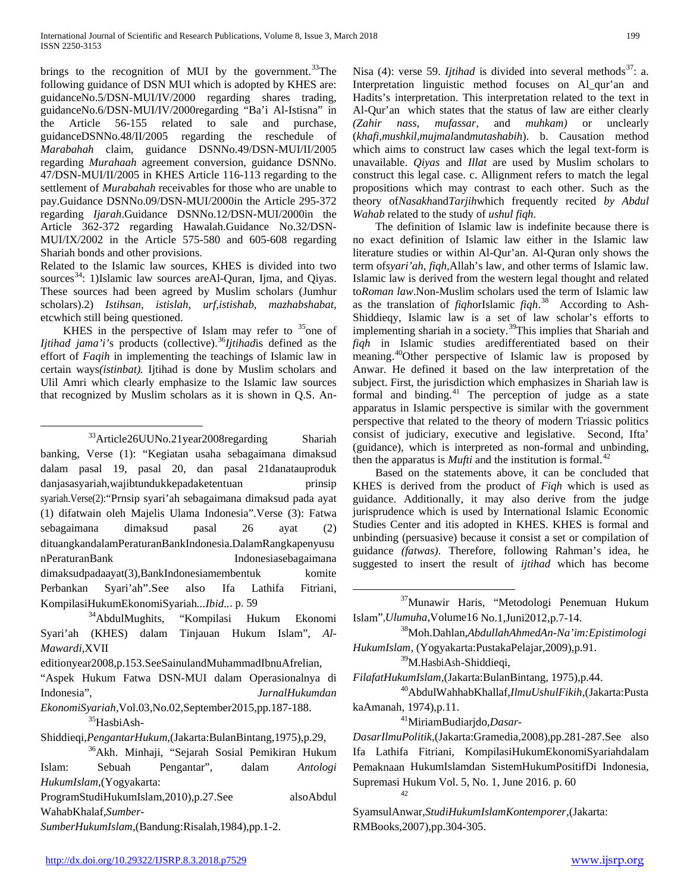brings to the recognition of MUI by the government.[33]The following guidance of DSN MUI which is adopted by KHES are: guidanceNo.5/DSN-MUI/IV/2000 regarding shares trading, guidanceNo.6/DSN-MUI/IV/2000regarding "Ba'i Al-Istisna" in the Article 56-155 related to sale and purchase, guidanceDSNNo.48/II/2005 regarding the reschedule of *Marabahah* claim, guidance DSNNo.49/DSN-MUI/II/2005 regarding *Murahaah* agreement conversion, guidance DSNNo. 47/DSN-MUI/II/2005 in KHES Article 116-113 regarding to the settlement of *Murabahah* receivables for those who are unable to pay.Guidance DSNNo.09/DSN-MUI/2000in the Article 295-372 regarding *Ijarah*.Guidance DSNNo.12/DSN-MUI/2000in the Article 362-372 regarding Hawalah.Guidance No.32/DSN-MUI/IX/2002 in the Article 575-580 and 605-608 regarding Shariah bonds and other provisions.

Related to the Islamic law sources, KHES is divided into two sources[34]: 1)Islamic law sources areAl-Quran, Ijma, and Qiyas. These sources had been agreed by Muslim scholars (Jumhur scholars).2) *Istihsan, istislah, urf,istishab, mazhabshabat*, etcwhich still being questioned.

KHES in the perspective of Islam may refer to [35]one of *Ijtihad jama'i*'s products (collective).[36]*Ijtihad*is defined as the effort of *Faqih* in implementing the teachings of Islamic law in certain ways*(istinbat).* Ijtihad is done by Muslim scholars and Ulil Amri which clearly emphasize to the Islamic law sources that recognized by Muslim scholars as it is shown in Q.S. An-Nisa (4): verse 59. *Ijtihad* is divided into several methods[37]: a. Interpretation linguistic method focuses on Al_qur'an and Hadits's interpretation. This interpretation related to the text in Al-Qur'an which states that the status of law are either clearly *(Zahir nass, mufassar,* and *muhkam)* or unclearly (*khafi,mushkil,mujmal*and*mutashabih*). b. Causation method which aims to construct law cases which the legal text-form is unavailable. *Qiyas* and *Illat* are used by Muslim scholars to construct this legal case. c. Allignment refers to match the legal propositions which may contrast to each other. Such as the theory of*Nasakh*and*Tarjih*which frequently recited *by Abdul Wahab* related to the study of *ushul fiqh*.

The definition of Islamic law is indefinite because there is no exact definition of Islamic law either in the Islamic law literature studies or within Al-Qur'an. Al-Quran only shows the term of*syari'ah, fiqh*,Allah's law, and other terms of Islamic law. Islamic law is derived from the western legal thought and related to*Roman law*.Non-Muslim scholars used the term of Islamic law as the translation of *fiqh*orIslamic *fiqh*.[38] According to Ash-Shiddieqy, Islamic law is a set of law scholar's efforts to implementing shariah in a society.[39]This implies that Shariah and *fiqh* in Islamic studies aredifferentiated based on their meaning.[40]Other perspective of Islamic law is proposed by Anwar. He defined it based on the law interpretation of the subject. First, the jurisdiction which emphasizes in Shariah law is formal and binding.[41] The perception of judge as a state apparatus in Islamic perspective is similar with the government perspective that related to the theory of modern Triassic politics consist of judiciary, executive and legislative. Second, Ifta' (guidance), which is interpreted as non-formal and unbinding, then the apparatus is *Mufti* and the institution is formal.[42]

Based on the statements above, it can be concluded that KHES is derived from the product of *Fiqh* which is used as guidance. Additionally, it may also derive from the judge jurisprudence which is used by International Islamic Economic Studies Center and itis adopted in KHES. KHES is formal and unbinding (persuasive) because it consist a set or compilation of guidance *(fatwas)*. Therefore, following Rahman's idea, he suggested to insert the result of *ijtihad* which has become

---

[33]Article26UUNo.21year2008regarding Shariah banking, Verse (1): "Kegiatan usaha sebagaimana dimaksud dalam pasal 19, pasal 20, dan pasal 21danatauproduk danjasasyariah,wajibtundukkepadaketentuan prinsip syariah.Verse(2):"Prnsip syari'ah sebagaimana dimaksud pada ayat (1) difatwain oleh Majelis Ulama Indonesia".Verse (3): Fatwa sebagaimana dimaksud pasal 26 ayat (2) dituangkandalamPeraturanBankIndonesia.DalamRangkapenyusunPeraturanBank Indonesiasebagaimana dimaksudpadaayat(3),BankIndonesiamembentuk komite Perbankan Syari'ah".See also Ifa Lathifa Fitriani, KompilasiHukumEkonomiSyariah...*Ibid*... p. 59

[34]AbdulMughits, "Kompilasi Hukum Ekonomi Syari'ah (KHES) dalam Tinjauan Hukum Islam", *Al-Mawardi*,XVII editionyear2008,p.153.SeeSainulandMuhammadIbnuAfrelian, "Aspek Hukum Fatwa DSN-MUI dalam Operasionalnya di Indonesia", *JurnalHukumdan EkonomiSyariah*,Vol.03,No.02,September2015,pp.187-188.

[35]HasbiAsh-Shiddieqi,*PengantarHukum*,(Jakarta:BulanBintang,1975),p.29,

[36]Akh. Minhaji, "Sejarah Sosial Pemikiran Hukum Islam: Sebuah Pengantar", dalam *Antologi HukumIslam*,(Yogyakarta: ProgramStudiHukumIslam,2010),p.27.See alsoAbdul WahabKhalaf,*Sumber-SumberHukumIslam*,(Bandung:Risalah,1984),pp.1-2.

[37]Munawir Haris, "Metodologi Penemuan Hukum Islam",*Ulumuha*,Volume16 No.1,Juni2012,p.7-14.

[38]Moh.Dahlan,*AbdullahAhmedAn-Na'im:Epistimologi HukumIslam*, (Yogyakarta:PustakaPelajar,2009),p.91.

[39]M.HasbiAsh-Shiddieqi, *FilafatHukumIslam*,(Jakarta:BulanBintang, 1975),p.44.

[40]AbdulWahhabKhallaf,*IlmuUshulFikih*,(Jakarta:PustakaAmanah, 1974),p.11.

[41]MiriamBudiarjdo,*Dasar-DasarIlmuPolitik*,(Jakarta:Gramedia,2008),pp.281-287.See also Ifa Lathifa Fitriani, KompilasiHukumEkonomiSyariahdalam Pemaknaan HukumIslamdan SistemHukumPositifDi Indonesia, Supremasi Hukum Vol. 5, No. 1, June 2016. p. 60

[42]SyamsulAnwar,*StudiHukumIslamKontemporer*,(Jakarta: RMBooks,2007),pp.304-305.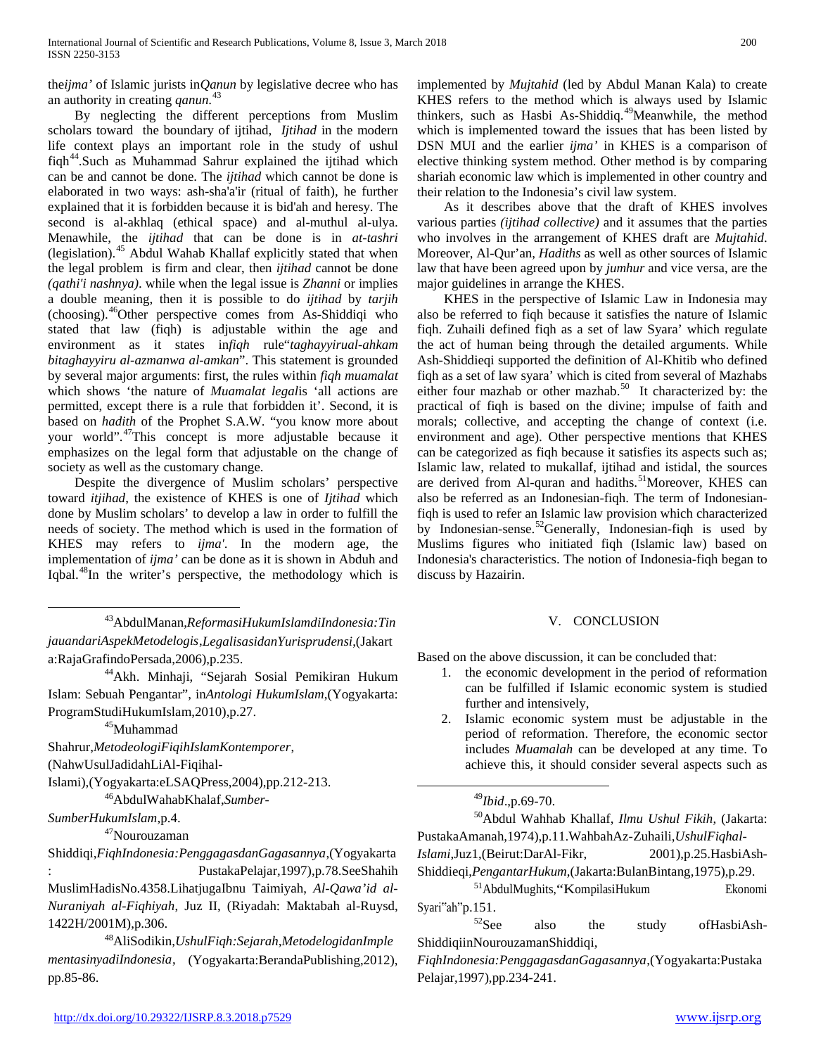the*ijma'* of Islamic jurists in*Qanun* by legislative decree who has an authority in creating *qanun.*[43]

By neglecting the different perceptions from Muslim scholars toward the boundary of ijtihad, *Ijtihad* in the modern life context plays an important role in the study of ushul fiqh[44].Such as Muhammad Sahrur explained the ijtihad which can be and cannot be done. The *ijtihad* which cannot be done is elaborated in two ways: ash-sha'a'ir (ritual of faith), he further explained that it is forbidden because it is bid'ah and heresy. The second is al-akhlaq (ethical space) and al-muthul al-ulya. Menawhile, the *ijtihad* that can be done is in *at-tashri* (legislation).[45] Abdul Wahab Khallaf explicitly stated that when the legal problem is firm and clear, then *ijtihad* cannot be done *(qathi'i nashnya)*. while when the legal issue is *Zhanni* or implies a double meaning, then it is possible to do *ijtihad* by *tarjih* (choosing).[46]Other perspective comes from As-Shiddiqi who stated that law (fiqh) is adjustable within the age and environment as it states in*fiqh* rule"*taghayyirual-ahkam bitaghayyiru al-azmanwa al-amkan*". This statement is grounded by several major arguments: first, the rules within *fiqh muamalat* which shows 'the nature of *Muamalat legal*is 'all actions are permitted, except there is a rule that forbidden it'. Second, it is based on *hadith* of the Prophet S.A.W. "you know more about your world".[47]This concept is more adjustable because it emphasizes on the legal form that adjustable on the change of society as well as the customary change.

Despite the divergence of Muslim scholars' perspective toward *itjihad*, the existence of KHES is one of *Ijtihad* which done by Muslim scholars' to develop a law in order to fulfill the needs of society. The method which is used in the formation of KHES may refers to *ijma'*. In the modern age, the implementation of *ijma'* can be done as it is shown in Abduh and Iqbal.[48]In the writer's perspective, the methodology which is implemented by *Mujtahid* (led by Abdul Manan Kala) to create KHES refers to the method which is always used by Islamic thinkers, such as Hasbi As-Shiddiq.[49]Meanwhile, the method which is implemented toward the issues that has been listed by DSN MUI and the earlier *ijma'* in KHES is a comparison of elective thinking system method. Other method is by comparing shariah economic law which is implemented in other country and their relation to the Indonesia's civil law system.

As it describes above that the draft of KHES involves various parties *(ijtihad collective)* and it assumes that the parties who involves in the arrangement of KHES draft are *Mujtahid*. Moreover, Al-Qur'an, *Hadiths* as well as other sources of Islamic law that have been agreed upon by *jumhur* and vice versa, are the major guidelines in arrange the KHES.

KHES in the perspective of Islamic Law in Indonesia may also be referred to fiqh because it satisfies the nature of Islamic fiqh. Zuhaili defined fiqh as a set of law Syara' which regulate the act of human being through the detailed arguments. While Ash-Shiddieqi supported the definition of Al-Khitib who defined fiqh as a set of law syara' which is cited from several of Mazhabs either four mazhab or other mazhab.[50] It characterized by: the practical of fiqh is based on the divine; impulse of faith and morals; collective, and accepting the change of context (i.e. environment and age). Other perspective mentions that KHES can be categorized as fiqh because it satisfies its aspects such as; Islamic law, related to mukallaf, ijtihad and istidal, the sources are derived from Al-quran and hadiths.[51]Moreover, KHES can also be referred as an Indonesian-fiqh. The term of Indonesian-fiqh is used to refer an Islamic law provision which characterized by Indonesian-sense.[52]Generally, Indonesian-fiqh is used by Muslims figures who initiated fiqh (Islamic law) based on Indonesia's characteristics. The notion of Indonesia-fiqh began to discuss by Hazairin.

## V. CONCLUSION

Based on the above discussion, it can be concluded that:

1. the economic development in the period of reformation can be fulfilled if Islamic economic system is studied further and intensively,
2. Islamic economic system must be adjustable in the period of reformation. Therefore, the economic sector includes *Muamalah* can be developed at any time. To achieve this, it should consider several aspects such as

---

[43]AbdulManan,*ReformasiHukumIslamdiIndonesia:TinjauandariAspekMetodelogis,LegalisasidanYurisprudensi*,(Jakarta:RajaGrafindoPersada,2006),p.235.

[44]Akh. Minhaji, "Sejarah Sosial Pemikiran Hukum Islam: Sebuah Pengantar", in*Antologi HukumIslam*,(Yogyakarta: ProgramStudiHukumIslam,2010),p.27.

[45]Muhammad Shahrur,*MetodeologiFiqihIslamKontemporer*,(NahwUsulJadidahLiAl-Fiqihal-Islami),(Yogyakarta:eLSAQPress,2004),pp.212-213.

[46]AbdulWahabKhalaf,*Sumber-SumberHukumIslam*,p.4.

[47]Nourouzaman Shiddiqi,*FiqhIndonesia:PenggagasdanGagasannya*,(Yogyakarta: PustakaPelajar,1997),p.78.SeeShahih MuslimHadisNo.4358.LihatjugaIbnu Taimiyah, *Al-Qawa'id al-Nuraniyah al-Fiqhiyah*, Juz II, (Riyadah: Maktabah al-Ruysd, 1422H/2001M),p.306.

[48]AliSodikin,*UshulFiqh:Sejarah,MetodelogidanImplementasinyadiIndonesia*, (Yogyakarta:BerandaPublishing,2012), pp.85-86.

[49]*Ibid*.,p.69-70.

[50]Abdul Wahhab Khallaf, *Ilmu Ushul Fikih*, (Jakarta: PustakaAmanah,1974),p.11.WahbahAz-Zuhaili,*UshulFiqhal-Islami*,Juz1,(Beirut:DarAl-Fikr, 2001),p.25.HasbiAsh-Shiddieqi,*PengantarHukum*,(Jakarta:BulanBintang,1975),p.29.

[51]AbdulMughits,"KompilasiHukum Ekonomi Syari"ah"p.151.

[52]See also the study ofHasbiAsh-ShiddiqiinNourouzamanShiddiqi, *FiqhIndonesia:PenggagasdanGagasannya*,(Yogyakarta:Pustaka Pelajar,1997),pp.234-241.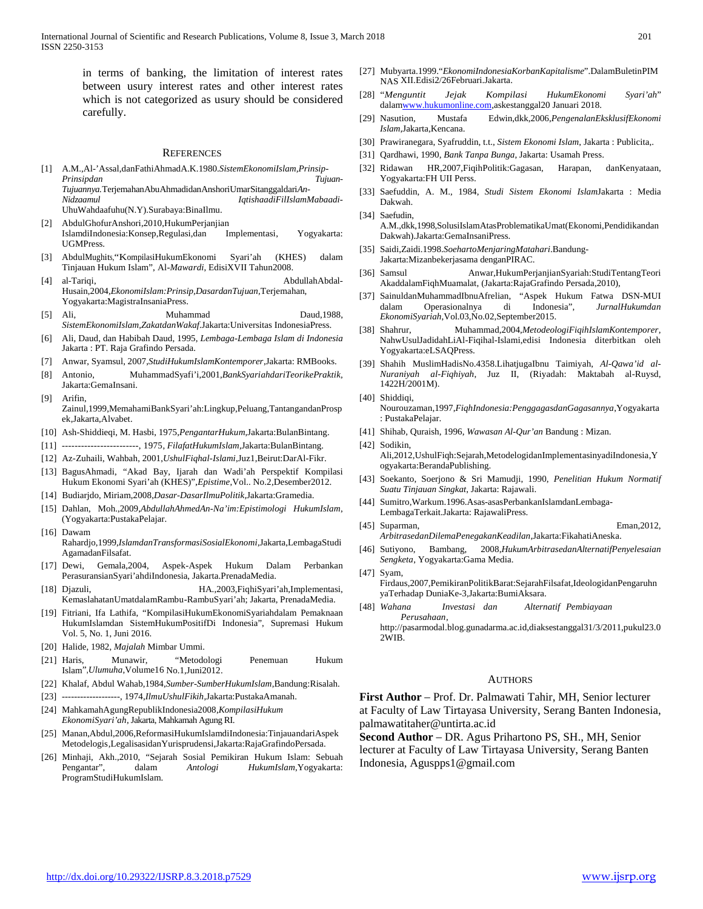in terms of banking, the limitation of interest rates between usury interest rates and other interest rates which is not categorized as usury should be considered carefully.

## REFERENCES

[1] A.M.,Al-'Assal,danFathiAhmadA.K.1980.*SistemEkonomiIslam,Prinsip-Prinsipdan Tujuan-Tujuannya*.TerjemahanAbuAhmadidanAnshoriUmarSitanggaldari*An-Nidzaamul IqtishaadiFilIslamMabaadi*-UhuWahdaafuhu(N.Y).Surabaya:BinaIlmu.

[2] AbdulGhofurAnshori,2010,HukumPerjanjian IslamdiIndonesia:Konsep,Regulasi,dan Implementasi, Yogyakarta: UGMPress.

[3] AbdulMughits,"KompilasiHukumEkonomi Syari'ah (KHES) dalam Tinjauan Hukum Islam", Al-*Mawardi*, EdisiXVII Tahun2008.

[4] al-Tariqi, AbdullahAbdal-Husain,2004,*EkonomiIslam:Prinsip,DasardanTujuan*,Terjemahan, Yogyakarta:MagistraInsaniaPress.

[5] Ali, Muhammad Daud,1988, *SistemEkonomiIslam,ZakatdanWakaf*.Jakarta:Universitas IndonesiaPress.

[6] Ali, Daud, dan Habibah Daud, 1995, *Lembaga-Lembaga Islam di Indonesia* Jakarta : PT. Raja Grafindo Persada.

[7] Anwar, Syamsul, 2007,*StudiHukumIslamKontemporer*,Jakarta: RMBooks.

[8] Antonio, MuhammadSyafi'i,2001,*BankSyariahdariTeorikePraktik*, Jakarta:GemaInsani.

[9] Arifin, Zainul,1999,MemahamiBankSyari'ah:Lingkup,Peluang,TantangandanProspek,Jakarta,Alvabet.

[10] Ash-Shiddieqi, M. Hasbi, 1975,*PengantarHukum*,Jakarta:BulanBintang.

[11] ------------------------, 1975, *FilafatHukumIslam*,Jakarta:BulanBintang.

[12] Az-Zuhaili, Wahbah, 2001,*UshulFiqhal-Islami*,Juz1,Beirut:DarAl-Fikr.

[13] BagusAhmadi, "Akad Bay, Ijarah dan Wadi'ah Perspektif Kompilasi Hukum Ekonomi Syari'ah (KHES)",*Epistime*,Vol.. No.2,Desember2012.

[14] Budiarjdo, Miriam,2008,*Dasar-DasarIlmuPolitik*,Jakarta:Gramedia.

[15] Dahlan, Moh.,2009,*AbdullahAhmedAn-Na'im:Epistimologi HukumIslam*, (Yogyakarta:PustakaPelajar.

[16] Dawam Rahardjo,1999,*IslamdanTransformasiSosialEkonomi*,Jakarta,LembagaStudiAgamadanFilsafat.

[17] Dewi, Gemala,2004, Aspek-Aspek Hukum Dalam Perbankan PerasuransianSyari'ahdiIndonesia, Jakarta.PrenadaMedia.

[18] Djazuli, HA.,2003,FiqhiSyari'ah,Implementasi, KemaslahatanUmatdalamRambu-RambuSyari'ah; Jakarta, PrenadaMedia.

[19] Fitriani, Ifa Lathifa, "KompilasiHukumEkonomiSyariahdalam Pemaknaan HukumIslamdan SistemHukumPositifDi Indonesia", Supremasi Hukum Vol. 5, No. 1, Juni 2016.

[20] Halide, 1982, *Majalah* Mimbar Ummi.

[21] Haris, Munawir, "Metodologi Penemuan Hukum Islam",*Ulumuha*,Volume16 No.1,Juni2012.

[22] Khalaf, Abdul Wahab,1984,*Sumber-SumberHukumIslam*,Bandung:Risalah.

[23] -------------------, 1974,*IlmuUshulFikih*,Jakarta:PustakaAmanah.

[24] MahkamahAgungRepublikIndonesia2008,*KompilasiHukum EkonomiSyari'ah*, Jakarta, Mahkamah Agung RI.

[25] Manan,Abdul,2006,ReformasiHukumIslamdiIndonesia:TinjauandariAspek Metodelogis,LegalisasidanYurisprudensi,Jakarta:RajaGrafindoPersada.

[26] Minhaji, Akh.,2010, "Sejarah Sosial Pemikiran Hukum Islam: Sebuah Pengantar", dalam *Antologi HukumIslam*,Yogyakarta: ProgramStudiHukumIslam.

[27] Mubyarta.1999."*EkonomiIndonesiaKorbanKapitalisme*".DalamBuletinPIM NAS XII.Edisi2/26Februari.Jakarta.

[28] "*Menguntit Jejak Kompilasi HukumEkonomi Syari'ah*" dalam[www.hukumonline.com](www.hukumonline.com),askestanggal20 Januari 2018.

[29] Nasution, Mustafa Edwin,dkk,2006,*PengenalanEksklusifEkonomi Islam*,Jakarta,Kencana.

[30] Prawiranegara, Syafruddin, t.t., *Sistem Ekonomi Islam*, Jakarta : Publicita,.

[31] Qardhawi, 1990, *Bank Tanpa Bunga*, Jakarta: Usamah Press.

[32] Ridawan HR,2007,FiqihPolitik:Gagasan, Harapan, danKenyataan, Yogyakarta:FH UII Perss.

[33] Saefuddin, A. M., 1984, *Studi Sistem Ekonomi Islam*Jakarta : Media Dakwah.

[34] Saefudin, A.M.,dkk,1998,SolusiIslamAtasProblematikaUmat(Ekonomi,PendidikandanDakwah).Jakarta:GemaInsaniPress.

[35] Saidi,Zaidi.1998.*SoehartoMenjaringMatahari*.Bandung-Jakarta:Mizanbekerjasama denganPIRAC.

[36] Samsul Anwar,HukumPerjanjianSyariah:StudiTentangTeori AkaddalamFiqhMuamalat, (Jakarta:RajaGrafindo Persada,2010),

[37] SainuldanMuhammadIbnuAfrelian, "Aspek Hukum Fatwa DSN-MUI dalam Operasionalnya di Indonesia", *JurnalHukumdan EkonomiSyariah*,Vol.03,No.02,September2015.

[38] Shahrur, Muhammad,2004,*MetodeologiFiqihIslamKontemporer*, NahwUsulJadidahLiAl-Fiqihal-Islami,edisi Indonesia diterbitkan oleh Yogyakarta:eLSAQPress.

[39] Shahih MuslimHadisNo.4358.LihatjugaIbnu Taimiyah, *Al-Qawa'id al-Nuraniyah al-Fiqhiyah*, Juz II, (Riyadah: Maktabah al-Ruysd, 1422H/2001M).

[40] Shiddiqi, Nourouzaman,1997,*FiqhIndonesia:PenggagasdanGagasannya*,Yogyakarta : PustakaPelajar.

[41] Shihab, Quraish, 1996, *Wawasan Al-Qur'an* Bandung : Mizan.

[42] Sodikin, Ali,2012,UshulFiqh:Sejarah,MetodelogidanImplementasinyadiIndonesia,Yogyakarta:BerandaPublishing.

[43] Soekanto, Soerjono & Sri Mamudji, 1990, *Penelitian Hukum Normatif Suatu Tinjauan Singkat*, Jakarta: Rajawali.

[44] Sumitro,Warkum.1996.Asas-asasPerbankanIslamdanLembaga-LembagaTerkait.Jakarta: RajawaliPress.

[45] Suparman, Eman,2012, *ArbitrasedanDilemaPenegakanKeadilan*,Jakarta:FikahatiAneska.

[46] Sutiyono, Bambang, 2008,*HukumArbitrasedanAlternatifPenyelesaian Sengketa*, Yogyakarta:Gama Media.

[47] Syam, Firdaus,2007,PemikiranPolitikBarat:SejarahFilsafat,IdeologidanPengaruhnyaTerhadap DuniaKe-3,Jakarta:BumiAksara.

[48] *Wahana Investasi dan Alternatif Pembiayaan Perusahaan*, http://pasarmodal.blog.gunadarma.ac.id,diaksestanggal31/3/2011,pukul23.02WIB.

## AUTHORS

**First Author** – Prof. Dr. Palmawati Tahir, MH, Senior lecturer at Faculty of Law Tirtayasa University, Serang Banten Indonesia, palmawatitaher@untirta.ac.id

**Second Author** – DR. Agus Prihartono PS, SH., MH, Senior lecturer at Faculty of Law Tirtayasa University, Serang Banten Indonesia, Aguspps1@gmail.com